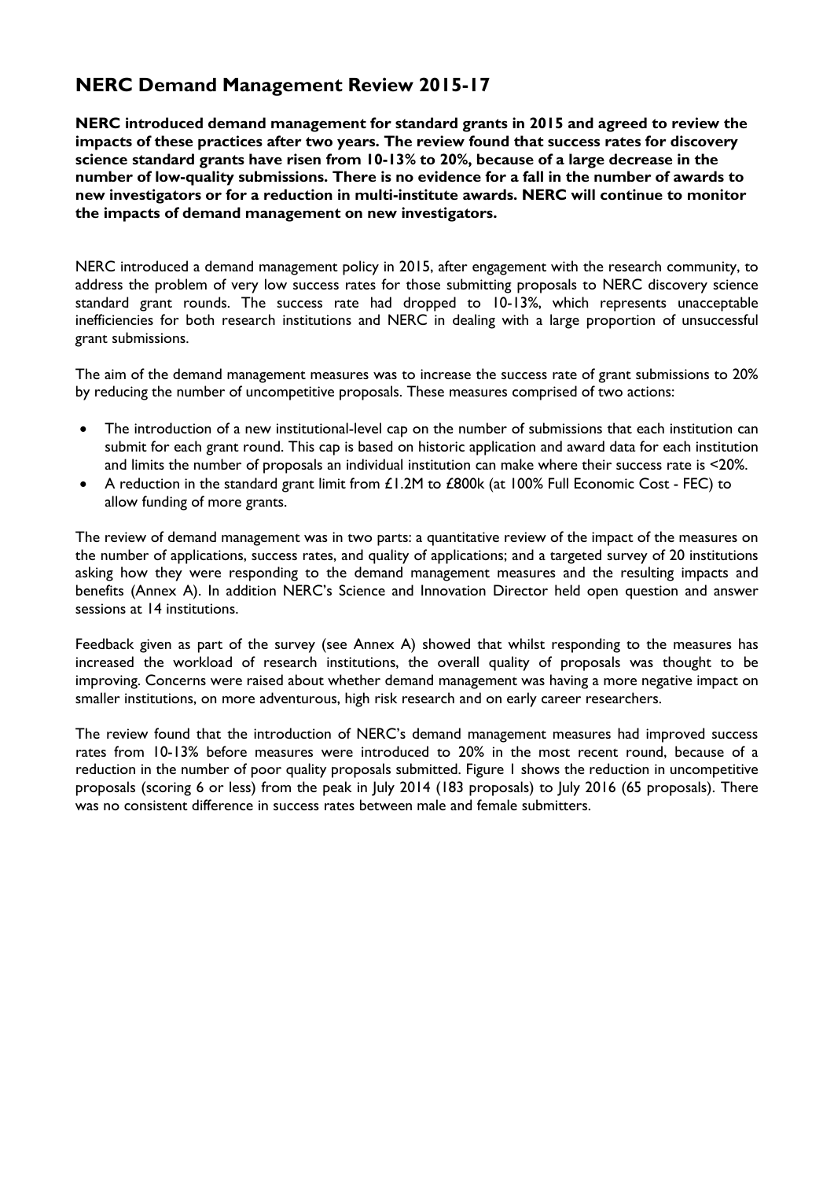# NERC Demand Management Review 2015-17

**NERC introduced demand management for standard grants in 2015 and agreed to review the impacts of these practices after two years. The review found that success rates for discovery science standard grants have risen from 10-13% to 20%, because of a large decrease in the number of low-quality submissions. There is no evidence for a fall in the number of awards to new investigators or for a reduction in multi-institute awards. NERC will continue to monitor the impacts of demand management on new investigators.**

NERC introduced a demand management policy in 2015, after engagement with the research community, to address the problem of very low success rates for those submitting proposals to NERC discovery science standard grant rounds. The success rate had dropped to 10-13%, which represents unacceptable inefficiencies for both research institutions and NERC in dealing with a large proportion of unsuccessful grant submissions.

The aim of the demand management measures was to increase the success rate of grant submissions to 20% by reducing the number of uncompetitive proposals. These measures comprised of two actions:

- The introduction of a new institutional-level cap on the number of submissions that each institution can submit for each grant round. This cap is based on historic application and award data for each institution and limits the number of proposals an individual institution can make where their success rate is <20%.
- A reduction in the standard grant limit from £1.2M to £800k (at 100% Full Economic Cost - FEC) to allow funding of more grants.

The review of demand management was in two parts: a quantitative review of the impact of the measures on the number of applications, success rates, and quality of applications; and a targeted survey of 20 institutions asking how they were responding to the demand management measures and the resulting impacts and benefits (Annex A). In addition NERC's Science and Innovation Director held open question and answer sessions at 14 institutions.

Feedback given as part of the survey (see Annex A) showed that whilst responding to the measures has increased the workload of research institutions, the overall quality of proposals was thought to be improving. Concerns were raised about whether demand management was having a more negative impact on smaller institutions, on more adventurous, high risk research and on early career researchers.

The review found that the introduction of NERC's demand management measures had improved success rates from 10-13% before measures were introduced to 20% in the most recent round, because of a reduction in the number of poor quality proposals submitted. Figure 1 shows the reduction in uncompetitive proposals (scoring 6 or less) from the peak in July 2014 (183 proposals) to July 2016 (65 proposals). There was no consistent difference in success rates between male and female submitters.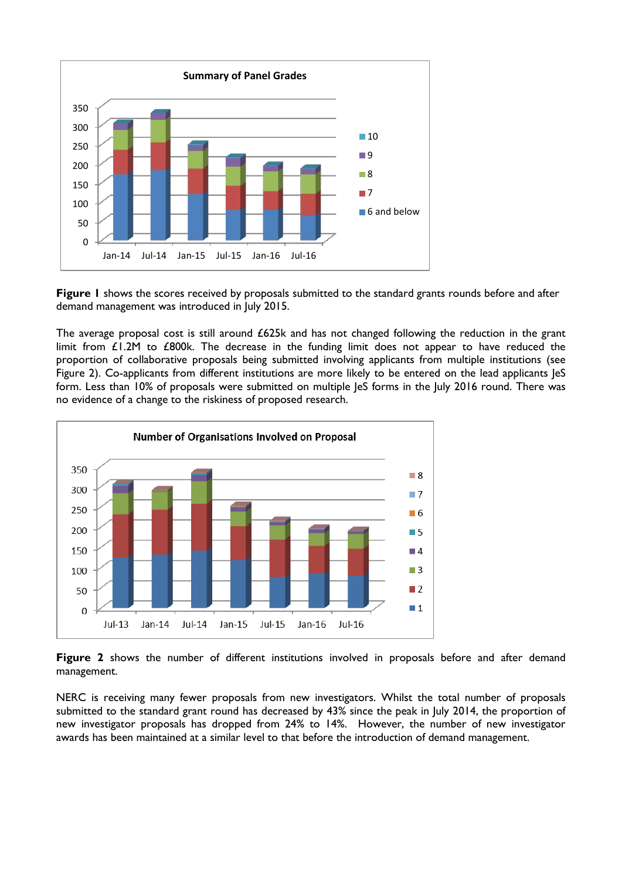**Figure 1** shows the scores received by proposals submitted to the standard grants rounds before and after demand management was introduced in July 2015.

The average proposal cost is still around £625k and has not changed following the reduction in the grant limit from £1.2M to £800k. The decrease in the funding limit does not appear to have reduced the proportion of collaborative proposals being submitted involving applicants from multiple institutions (see Figure 2). Co-applicants from different institutions are more likely to be entered on the lead applicants JeS form. Less than 10% of proposals were submitted on multiple JeS forms in the July 2016 round. There was no evidence of a change to the riskiness of proposed research.

**Figure 2** shows the number of different institutions involved in proposals before and after demand management.

NERC is receiving many fewer proposals from new investigators. Whilst the total number of proposals submitted to the standard grant round has decreased by 43% since the peak in July 2014, the proportion of new investigator proposals has dropped from 24% to 14%. However, the number of new investigator awards has been maintained at a similar level to that before the introduction of demand management.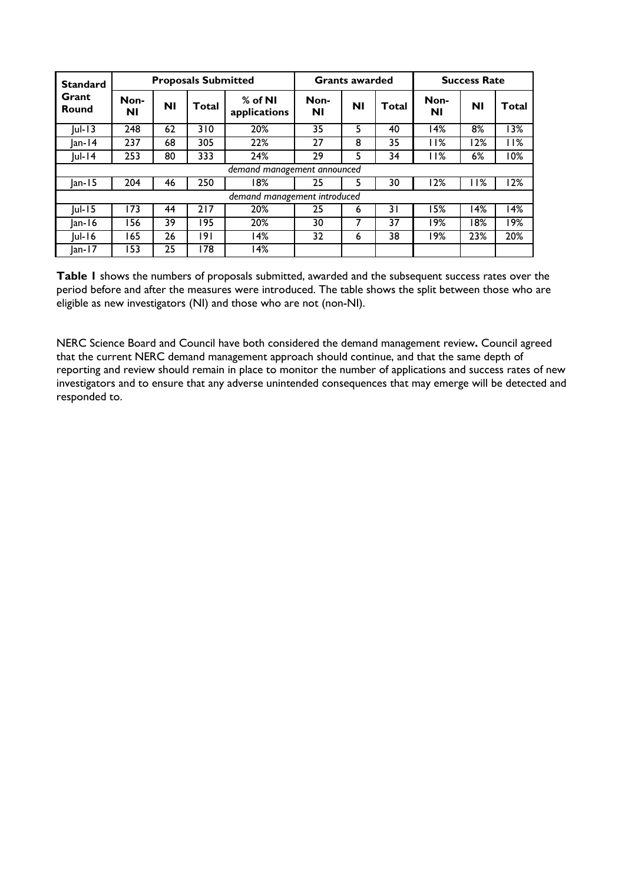| Standard Grant Round | Proposals Submitted | | | | Grants awarded | | | Success Rate | | |
|---|---|---|---|---|---|---|---|---|---|---|
| | Non-NI | NI | Total | % of NI applications | Non-NI | NI | Total | Non-NI | NI | Total |
| Jul-13 | 248 | 62 | 310 | 20% | 35 | 5 | 40 | 14% | 8% | 13% |
| Jan-14 | 237 | 68 | 305 | 22% | 27 | 8 | 35 | 11% | 12% | 11% |
| Jul-14 | 253 | 80 | 333 | 24% | 29 | 5 | 34 | 11% | 6% | 10% |
| *demand management announced* | | | | | | | | | | |
| Jan-15 | 204 | 46 | 250 | 18% | 25 | 5 | 30 | 12% | 11% | 12% |
| *demand management introduced* | | | | | | | | | | |
| Jul-15 | 173 | 44 | 217 | 20% | 25 | 6 | 31 | 15% | 14% | 14% |
| Jan-16 | 156 | 39 | 195 | 20% | 30 | 7 | 37 | 19% | 18% | 19% |
| Jul-16 | 165 | 26 | 191 | 14% | 32 | 6 | 38 | 19% | 23% | 20% |
| Jan-17 | 153 | 25 | 178 | 14% | | | | | | |

**Table 1** shows the numbers of proposals submitted, awarded and the subsequent success rates over the period before and after the measures were introduced. The table shows the split between those who are eligible as new investigators (NI) and those who are not (non-NI).

NERC Science Board and Council have both considered the demand management review**.** Council agreed that the current NERC demand management approach should continue, and that the same depth of reporting and review should remain in place to monitor the number of applications and success rates of new investigators and to ensure that any adverse unintended consequences that may emerge will be detected and responded to.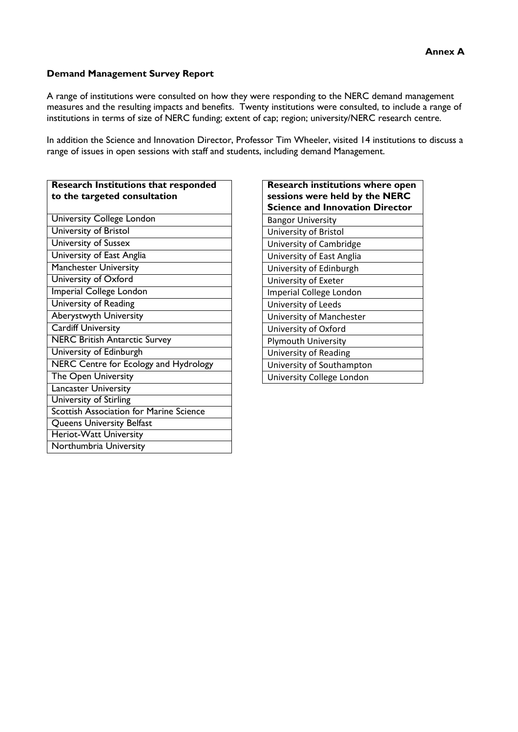**Annex A**

**Demand Management Survey Report**

A range of institutions were consulted on how they were responding to the NERC demand management measures and the resulting impacts and benefits. Twenty institutions were consulted, to include a range of institutions in terms of size of NERC funding; extent of cap; region; university/NERC research centre.

In addition the Science and Innovation Director, Professor Tim Wheeler, visited 14 institutions to discuss a range of issues in open sessions with staff and students, including demand Management.

| Research Institutions that responded to the targeted consultation |
|---|
| University College London |
| University of Bristol |
| University of Sussex |
| University of East Anglia |
| Manchester University |
| University of Oxford |
| Imperial College London |
| University of Reading |
| Aberystwyth University |
| Cardiff University |
| NERC British Antarctic Survey |
| University of Edinburgh |
| NERC Centre for Ecology and Hydrology |
| The Open University |
| Lancaster University |
| University of Stirling |
| Scottish Association for Marine Science |
| Queens University Belfast |
| Heriot-Watt University |
| Northumbria University |

| Research institutions where open sessions were held by the NERC Science and Innovation Director |
|---|
| Bangor University |
| University of Bristol |
| University of Cambridge |
| University of East Anglia |
| University of Edinburgh |
| University of Exeter |
| Imperial College London |
| University of Leeds |
| University of Manchester |
| University of Oxford |
| Plymouth University |
| University of Reading |
| University of Southampton |
| University College London |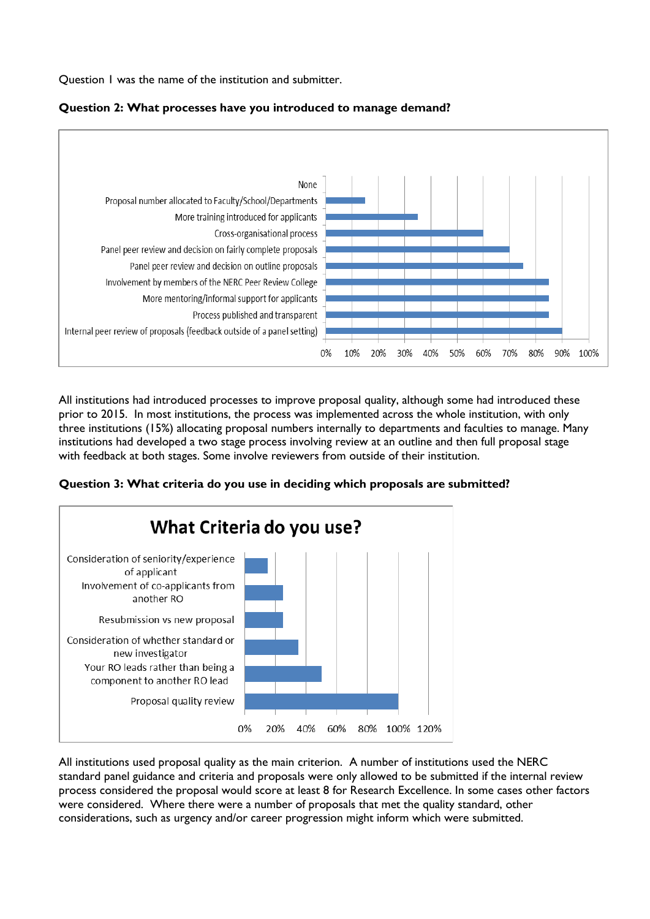Question 1 was the name of the institution and submitter.

**Question 2: What processes have you introduced to manage demand?**

| Process | Approx. % |
|---|---|
| None | 0% |
| Proposal number allocated to Faculty/School/Departments | 15% |
| More training introduced for applicants | 35% |
| Cross-organisational process | 60% |
| Panel peer review and decision on fairly complete proposals | 70% |
| Panel peer review and decision on outline proposals | 75% |
| Involvement by members of the NERC Peer Review College | 85% |
| More mentoring/informal support for applicants | 85% |
| Process published and transparent | 85% |
| Internal peer review of proposals (feedback outside of a panel setting) | 90% |

All institutions had introduced processes to improve proposal quality, although some had introduced these prior to 2015. In most institutions, the process was implemented across the whole institution, with only three institutions (15%) allocating proposal numbers internally to departments and faculties to manage. Many institutions had developed a two stage process involving review at an outline and then full proposal stage with feedback at both stages. Some involve reviewers from outside of their institution.

**Question 3: What criteria do you use in deciding which proposals are submitted?**

**What Criteria do you use?**

| Criterion | Approx. % |
|---|---|
| Consideration of seniority/experience of applicant | 15% |
| Involvement of co-applicants from another RO | 25% |
| Resubmission vs new proposal | 25% |
| Consideration of whether standard or new investigator | 35% |
| Your RO leads rather than being a component to another RO lead | 50% |
| Proposal quality review | 100% |

All institutions used proposal quality as the main criterion. A number of institutions used the NERC standard panel guidance and criteria and proposals were only allowed to be submitted if the internal review process considered the proposal would score at least 8 for Research Excellence. In some cases other factors were considered. Where there were a number of proposals that met the quality standard, other considerations, such as urgency and/or career progression might inform which were submitted.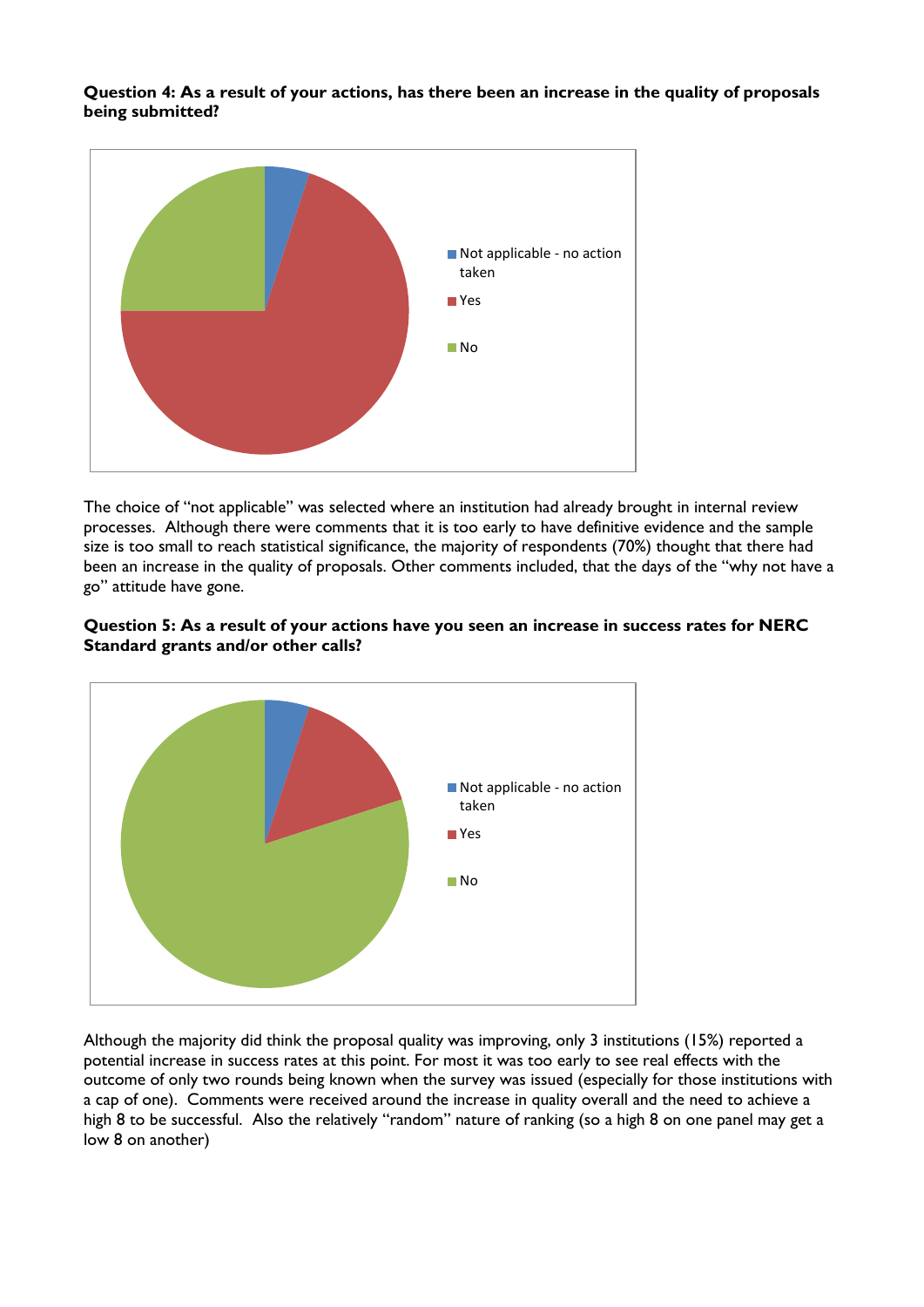**Question 4: As a result of your actions, has there been an increase in the quality of proposals being submitted?**

- Not applicable - no action taken
- Yes
- No

The choice of "not applicable" was selected where an institution had already brought in internal review processes. Although there were comments that it is too early to have definitive evidence and the sample size is too small to reach statistical significance, the majority of respondents (70%) thought that there had been an increase in the quality of proposals. Other comments included, that the days of the "why not have a go" attitude have gone.

**Question 5: As a result of your actions have you seen an increase in success rates for NERC Standard grants and/or other calls?**

- Not applicable - no action taken
- Yes
- No

Although the majority did think the proposal quality was improving, only 3 institutions (15%) reported a potential increase in success rates at this point. For most it was too early to see real effects with the outcome of only two rounds being known when the survey was issued (especially for those institutions with a cap of one). Comments were received around the increase in quality overall and the need to achieve a high 8 to be successful. Also the relatively "random" nature of ranking (so a high 8 on one panel may get a low 8 on another)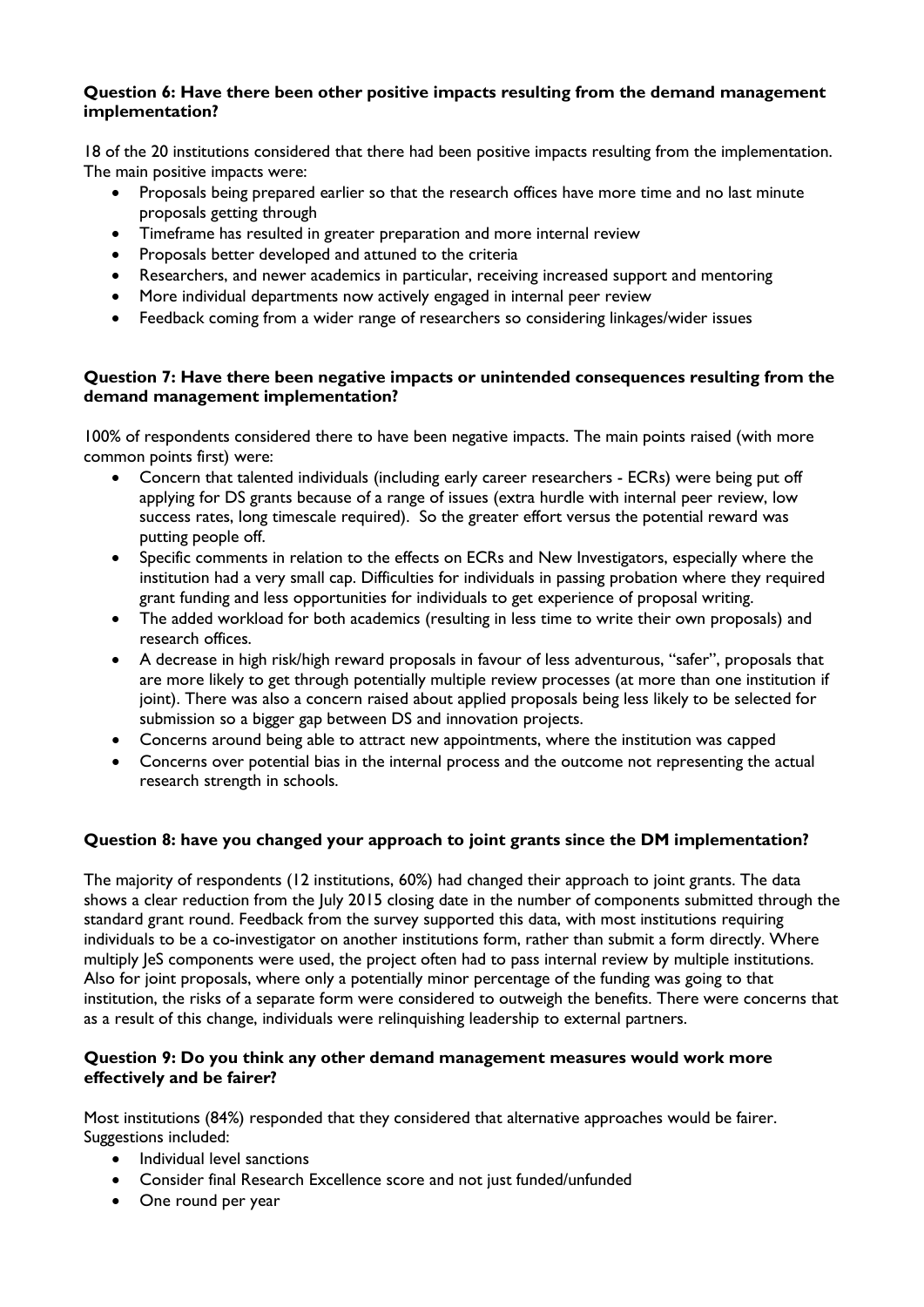**Question 6: Have there been other positive impacts resulting from the demand management implementation?**

18 of the 20 institutions considered that there had been positive impacts resulting from the implementation. The main positive impacts were:

- Proposals being prepared earlier so that the research offices have more time and no last minute proposals getting through
- Timeframe has resulted in greater preparation and more internal review
- Proposals better developed and attuned to the criteria
- Researchers, and newer academics in particular, receiving increased support and mentoring
- More individual departments now actively engaged in internal peer review
- Feedback coming from a wider range of researchers so considering linkages/wider issues

**Question 7: Have there been negative impacts or unintended consequences resulting from the demand management implementation?**

100% of respondents considered there to have been negative impacts. The main points raised (with more common points first) were:

- Concern that talented individuals (including early career researchers - ECRs) were being put off applying for DS grants because of a range of issues (extra hurdle with internal peer review, low success rates, long timescale required). So the greater effort versus the potential reward was putting people off.
- Specific comments in relation to the effects on ECRs and New Investigators, especially where the institution had a very small cap. Difficulties for individuals in passing probation where they required grant funding and less opportunities for individuals to get experience of proposal writing.
- The added workload for both academics (resulting in less time to write their own proposals) and research offices.
- A decrease in high risk/high reward proposals in favour of less adventurous, "safer", proposals that are more likely to get through potentially multiple review processes (at more than one institution if joint). There was also a concern raised about applied proposals being less likely to be selected for submission so a bigger gap between DS and innovation projects.
- Concerns around being able to attract new appointments, where the institution was capped
- Concerns over potential bias in the internal process and the outcome not representing the actual research strength in schools.

**Question 8: have you changed your approach to joint grants since the DM implementation?**

The majority of respondents (12 institutions, 60%) had changed their approach to joint grants. The data shows a clear reduction from the July 2015 closing date in the number of components submitted through the standard grant round. Feedback from the survey supported this data, with most institutions requiring individuals to be a co-investigator on another institutions form, rather than submit a form directly. Where multiply JeS components were used, the project often had to pass internal review by multiple institutions. Also for joint proposals, where only a potentially minor percentage of the funding was going to that institution, the risks of a separate form were considered to outweigh the benefits. There were concerns that as a result of this change, individuals were relinquishing leadership to external partners.

**Question 9: Do you think any other demand management measures would work more effectively and be fairer?**

Most institutions (84%) responded that they considered that alternative approaches would be fairer. Suggestions included:

- Individual level sanctions
- Consider final Research Excellence score and not just funded/unfunded
- One round per year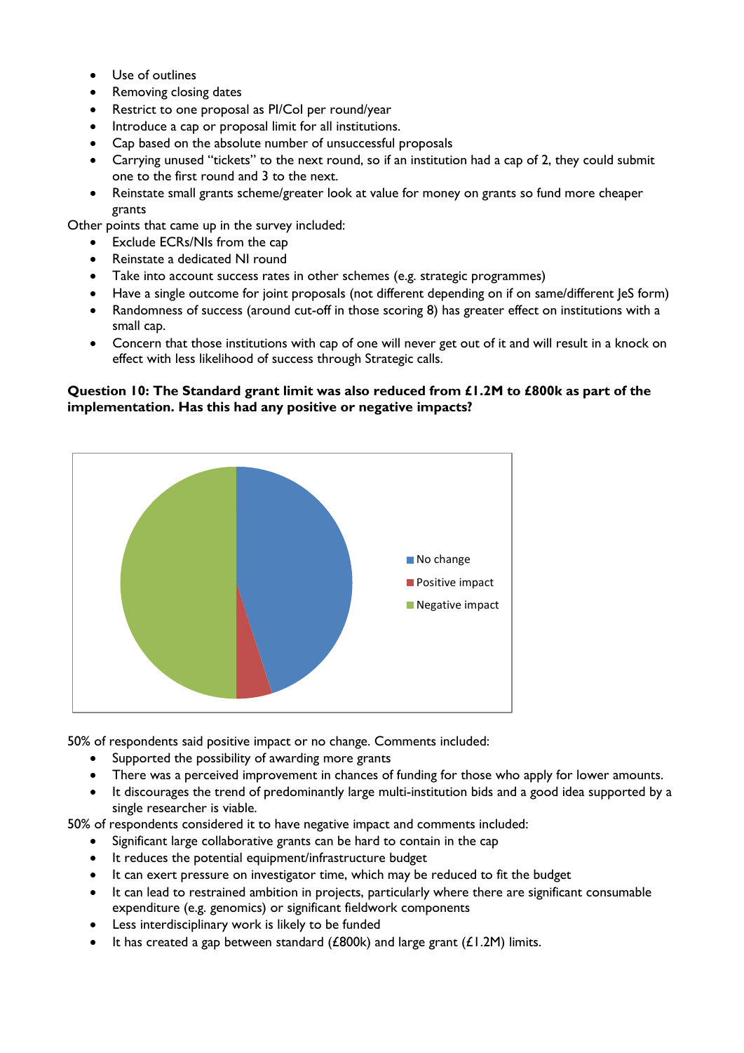- Use of outlines
- Removing closing dates
- Restrict to one proposal as PI/CoI per round/year
- Introduce a cap or proposal limit for all institutions.
- Cap based on the absolute number of unsuccessful proposals
- Carrying unused "tickets" to the next round, so if an institution had a cap of 2, they could submit one to the first round and 3 to the next.
- Reinstate small grants scheme/greater look at value for money on grants so fund more cheaper grants

Other points that came up in the survey included:

- Exclude ECRs/NIs from the cap
- Reinstate a dedicated NI round
- Take into account success rates in other schemes (e.g. strategic programmes)
- Have a single outcome for joint proposals (not different depending on if on same/different JeS form)
- Randomness of success (around cut-off in those scoring 8) has greater effect on institutions with a small cap.
- Concern that those institutions with cap of one will never get out of it and will result in a knock on effect with less likelihood of success through Strategic calls.

**Question 10: The Standard grant limit was also reduced from £1.2M to £800k as part of the implementation. Has this had any positive or negative impacts?**

No change
Positive impact
Negative impact

50% of respondents said positive impact or no change. Comments included:

- Supported the possibility of awarding more grants
- There was a perceived improvement in chances of funding for those who apply for lower amounts.
- It discourages the trend of predominantly large multi-institution bids and a good idea supported by a single researcher is viable.

50% of respondents considered it to have negative impact and comments included:

- Significant large collaborative grants can be hard to contain in the cap
- It reduces the potential equipment/infrastructure budget
- It can exert pressure on investigator time, which may be reduced to fit the budget
- It can lead to restrained ambition in projects, particularly where there are significant consumable expenditure (e.g. genomics) or significant fieldwork components
- Less interdisciplinary work is likely to be funded
- It has created a gap between standard (£800k) and large grant (£1.2M) limits.